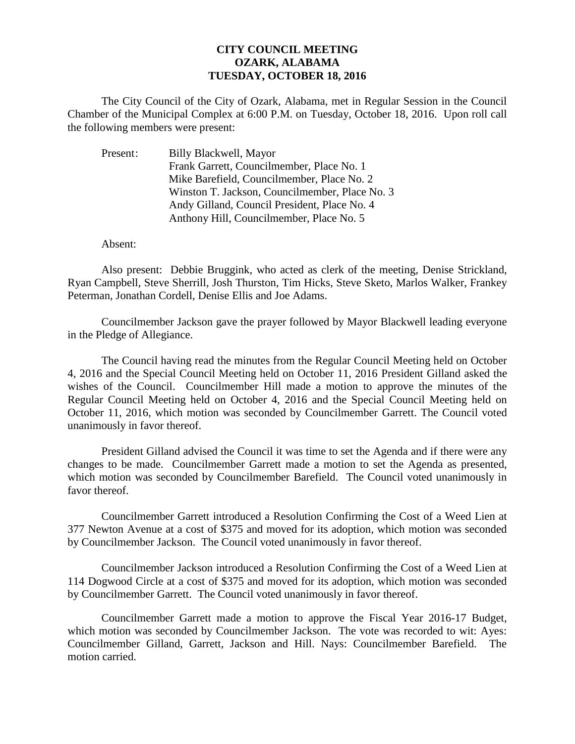**CITY COUNCIL MEETING**
**OZARK, ALABAMA**
**TUESDAY, OCTOBER 18, 2016**

The City Council of the City of Ozark, Alabama, met in Regular Session in the Council Chamber of the Municipal Complex at 6:00 P.M. on Tuesday, October 18, 2016. Upon roll call the following members were present:

Present: Billy Blackwell, Mayor
Frank Garrett, Councilmember, Place No. 1
Mike Barefield, Councilmember, Place No. 2
Winston T. Jackson, Councilmember, Place No. 3
Andy Gilland, Council President, Place No. 4
Anthony Hill, Councilmember, Place No. 5

Absent:

Also present: Debbie Bruggink, who acted as clerk of the meeting, Denise Strickland, Ryan Campbell, Steve Sherrill, Josh Thurston, Tim Hicks, Steve Sketo, Marlos Walker, Frankey Peterman, Jonathan Cordell, Denise Ellis and Joe Adams.

Councilmember Jackson gave the prayer followed by Mayor Blackwell leading everyone in the Pledge of Allegiance.

The Council having read the minutes from the Regular Council Meeting held on October 4, 2016 and the Special Council Meeting held on October 11, 2016 President Gilland asked the wishes of the Council. Councilmember Hill made a motion to approve the minutes of the Regular Council Meeting held on October 4, 2016 and the Special Council Meeting held on October 11, 2016, which motion was seconded by Councilmember Garrett. The Council voted unanimously in favor thereof.

President Gilland advised the Council it was time to set the Agenda and if there were any changes to be made. Councilmember Garrett made a motion to set the Agenda as presented, which motion was seconded by Councilmember Barefield. The Council voted unanimously in favor thereof.

Councilmember Garrett introduced a Resolution Confirming the Cost of a Weed Lien at 377 Newton Avenue at a cost of $375 and moved for its adoption, which motion was seconded by Councilmember Jackson. The Council voted unanimously in favor thereof.

Councilmember Jackson introduced a Resolution Confirming the Cost of a Weed Lien at 114 Dogwood Circle at a cost of $375 and moved for its adoption, which motion was seconded by Councilmember Garrett. The Council voted unanimously in favor thereof.

Councilmember Garrett made a motion to approve the Fiscal Year 2016-17 Budget, which motion was seconded by Councilmember Jackson. The vote was recorded to wit: Ayes: Councilmember Gilland, Garrett, Jackson and Hill. Nays: Councilmember Barefield. The motion carried.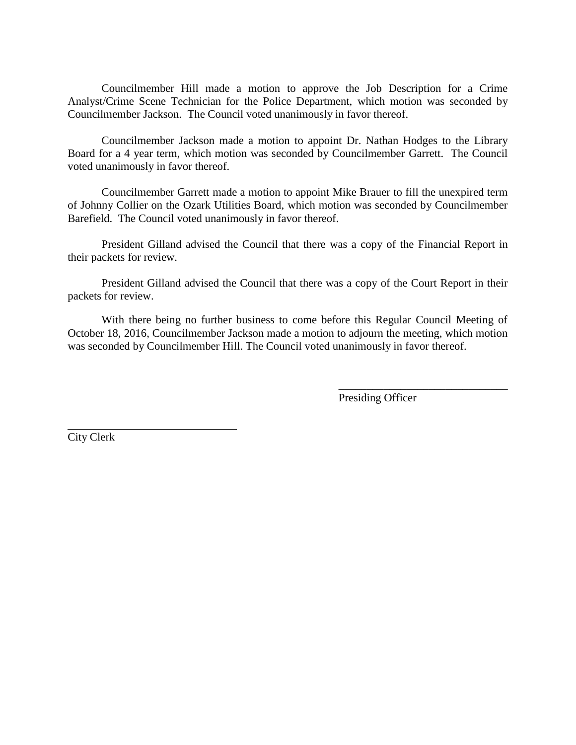Councilmember Hill made a motion to approve the Job Description for a Crime Analyst/Crime Scene Technician for the Police Department, which motion was seconded by Councilmember Jackson. The Council voted unanimously in favor thereof.

Councilmember Jackson made a motion to appoint Dr. Nathan Hodges to the Library Board for a 4 year term, which motion was seconded by Councilmember Garrett. The Council voted unanimously in favor thereof.

Councilmember Garrett made a motion to appoint Mike Brauer to fill the unexpired term of Johnny Collier on the Ozark Utilities Board, which motion was seconded by Councilmember Barefield. The Council voted unanimously in favor thereof.

President Gilland advised the Council that there was a copy of the Financial Report in their packets for review.

President Gilland advised the Council that there was a copy of the Court Report in their packets for review.

With there being no further business to come before this Regular Council Meeting of October 18, 2016, Councilmember Jackson made a motion to adjourn the meeting, which motion was seconded by Councilmember Hill. The Council voted unanimously in favor thereof.

\_\_\_\_\_\_\_\_\_\_\_\_\_\_\_\_\_\_\_\_\_\_\_\_\_\_\_\_\_\_
Presiding Officer

\_\_\_\_\_\_\_\_\_\_\_\_\_\_\_\_\_\_\_\_\_\_\_\_\_\_\_\_\_\_
City Clerk